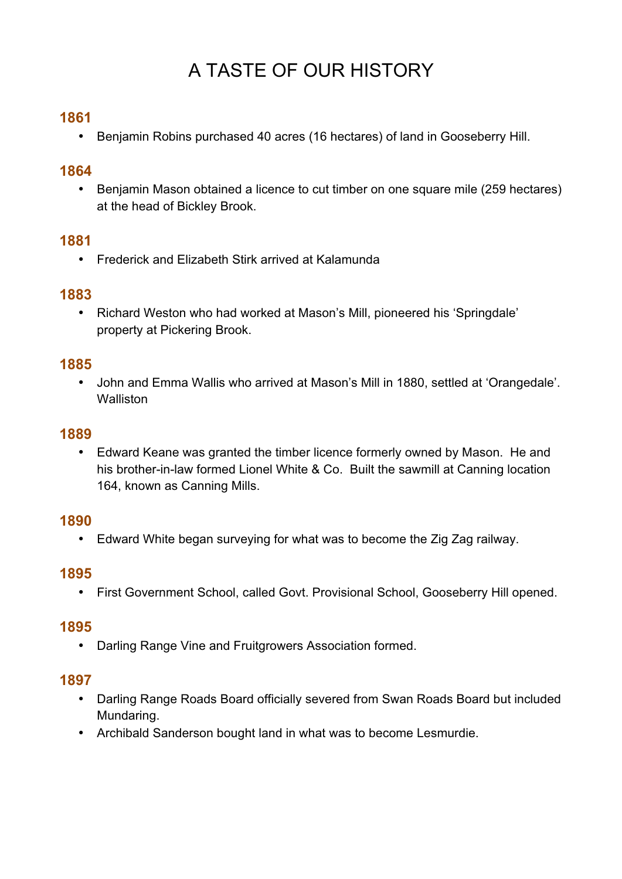# A TASTE OF OUR HISTORY

### 1861

- Benjamin Robins purchased 40 acres (16 hectares) of land in Gooseberry Hill.

### 1864

- Benjamin Mason obtained a licence to cut timber on one square mile (259 hectares) at the head of Bickley Brook.

### 1881

- Frederick and Elizabeth Stirk arrived at Kalamunda

### 1883

- Richard Weston who had worked at Mason's Mill, pioneered his 'Springdale' property at Pickering Brook.

### 1885

- John and Emma Wallis who arrived at Mason's Mill in 1880, settled at 'Orangedale'. Walliston

### 1889

- Edward Keane was granted the timber licence formerly owned by Mason. He and his brother-in-law formed Lionel White & Co. Built the sawmill at Canning location 164, known as Canning Mills.

### 1890

- Edward White began surveying for what was to become the Zig Zag railway.

### 1895

- First Government School, called Govt. Provisional School, Gooseberry Hill opened.

### 1895

- Darling Range Vine and Fruitgrowers Association formed.

### 1897

- Darling Range Roads Board officially severed from Swan Roads Board but included Mundaring.
- Archibald Sanderson bought land in what was to become Lesmurdie.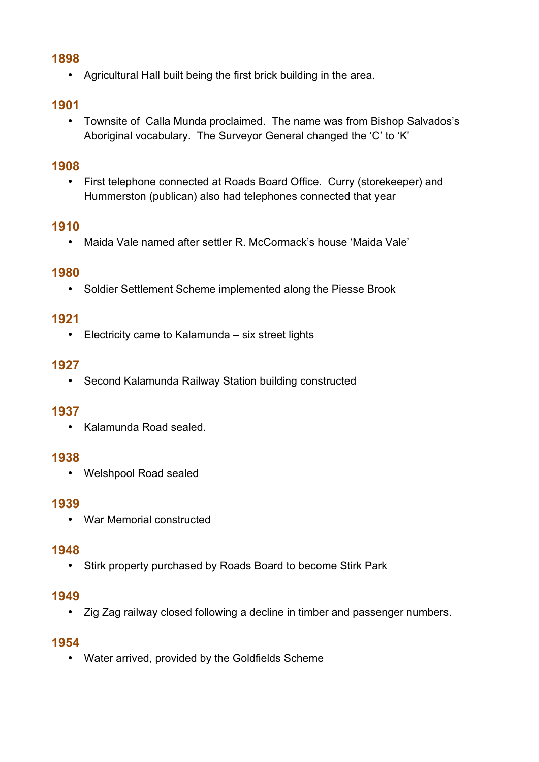## 1898

- Agricultural Hall built being the first brick building in the area.

## 1901

- Townsite of Calla Munda proclaimed. The name was from Bishop Salvados's Aboriginal vocabulary. The Surveyor General changed the 'C' to 'K'

## 1908

- First telephone connected at Roads Board Office. Curry (storekeeper) and Hummerston (publican) also had telephones connected that year

## 1910

- Maida Vale named after settler R. McCormack's house 'Maida Vale'

## 1980

- Soldier Settlement Scheme implemented along the Piesse Brook

## 1921

- Electricity came to Kalamunda – six street lights

## 1927

- Second Kalamunda Railway Station building constructed

## 1937

- Kalamunda Road sealed.

## 1938

- Welshpool Road sealed

## 1939

- War Memorial constructed

## 1948

- Stirk property purchased by Roads Board to become Stirk Park

## 1949

- Zig Zag railway closed following a decline in timber and passenger numbers.

## 1954

- Water arrived, provided by the Goldfields Scheme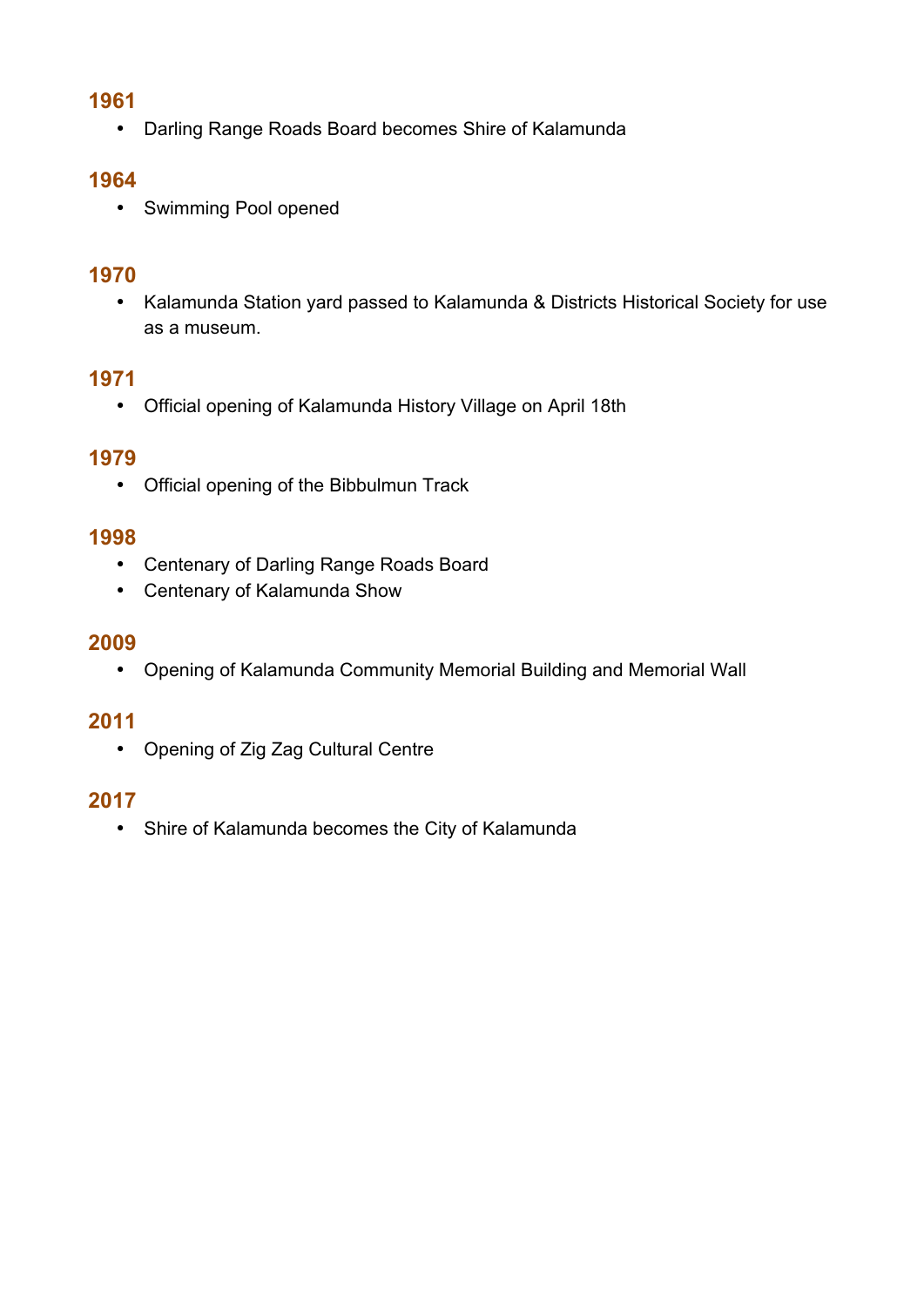### 1961

- Darling Range Roads Board becomes Shire of Kalamunda

### 1964

- Swimming Pool opened

### 1970

- Kalamunda Station yard passed to Kalamunda & Districts Historical Society for use as a museum.

### 1971

- Official opening of Kalamunda History Village on April 18th

### 1979

- Official opening of the Bibbulmun Track

### 1998

- Centenary of Darling Range Roads Board
- Centenary of Kalamunda Show

### 2009

- Opening of Kalamunda Community Memorial Building and Memorial Wall

### 2011

- Opening of Zig Zag Cultural Centre

### 2017

- Shire of Kalamunda becomes the City of Kalamunda